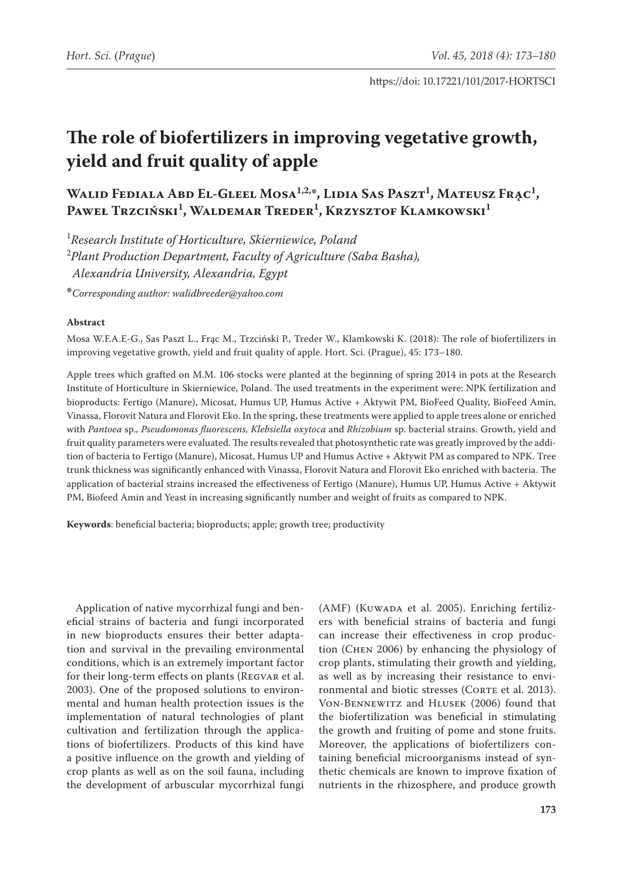https://doi: 10.17221/101/2017-HORTSCI

# The role of biofertilizers in improving vegetative growth, yield and fruit quality of apple

**Walid Fediala Abd El-Gleel Mosa[1,2,*], Lidia Sas Paszt[1], Mateusz Frąc[1], Paweł Trzciński[1], Waldemar Treder[1], Krzysztof Klamkowski[1]**

[1]*Research Institute of Horticulture, Skierniewice, Poland*

[2]*Plant Production Department, Faculty of Agriculture (Saba Basha), Alexandria University, Alexandria, Egypt*

**\****Corresponding author: walidbreeder@yahoo.com*

**Abstract**

Mosa W.F.A.E-G., Sas Paszt L., Frąc M., Trzciński P., Treder W., Klamkowski K. (2018): The role of biofertilizers in improving vegetative growth, yield and fruit quality of apple. Hort. Sci. (Prague), 45: 173–180.

Apple trees which grafted on M.M. 106 stocks were planted at the beginning of spring 2014 in pots at the Research Institute of Horticulture in Skierniewice, Poland. The used treatments in the experiment were: NPK fertilization and bioproducts: Fertigo (Manure), Micosat, Humus UP, Humus Active + Aktywit PM, BioFeed Quality, BioFeed Amin, Vinassa, Florovit Natura and Florovit Eko. In the spring, these treatments were applied to apple trees alone or enriched with *Pantoea* sp., *Pseudomonas fluorescens, Klebsiella oxytoca* and *Rhizobium* sp. bacterial strains. Growth, yield and fruit quality parameters were evaluated. The results revealed that photosynthetic rate was greatly improved by the addition of bacteria to Fertigo (Manure), Micosat, Humus UP and Humus Active + Aktywit PM as compared to NPK. Tree trunk thickness was significantly enhanced with Vinassa, Florovit Natura and Florovit Eko enriched with bacteria. The application of bacterial strains increased the effectiveness of Fertigo (Manure), Humus UP, Humus Active + Aktywit PM, Biofeed Amin and Yeast in increasing significantly number and weight of fruits as compared to NPK.

**Keywords**: beneficial bacteria; bioproducts; apple; growth tree; productivity

Application of native mycorrhizal fungi and beneficial strains of bacteria and fungi incorporated in new bioproducts ensures their better adaptation and survival in the prevailing environmental conditions, which is an extremely important factor for their long-term effects on plants (Regvar et al. 2003). One of the proposed solutions to environmental and human health protection issues is the implementation of natural technologies of plant cultivation and fertilization through the applications of biofertilizers. Products of this kind have a positive influence on the growth and yielding of crop plants as well as on the soil fauna, including the development of arbuscular mycorrhizal fungi (AMF) (Kuwada et al. 2005). Enriching fertilizers with beneficial strains of bacteria and fungi can increase their effectiveness in crop production (Chen 2006) by enhancing the physiology of crop plants, stimulating their growth and yielding, as well as by increasing their resistance to environmental and biotic stresses (Corte et al. 2013). Von-Bennewitz and Hlusek (2006) found that the biofertilization was beneficial in stimulating the growth and fruiting of pome and stone fruits. Moreover, the applications of biofertilizers containing beneficial microorganisms instead of synthetic chemicals are known to improve fixation of nutrients in the rhizosphere, and produce growth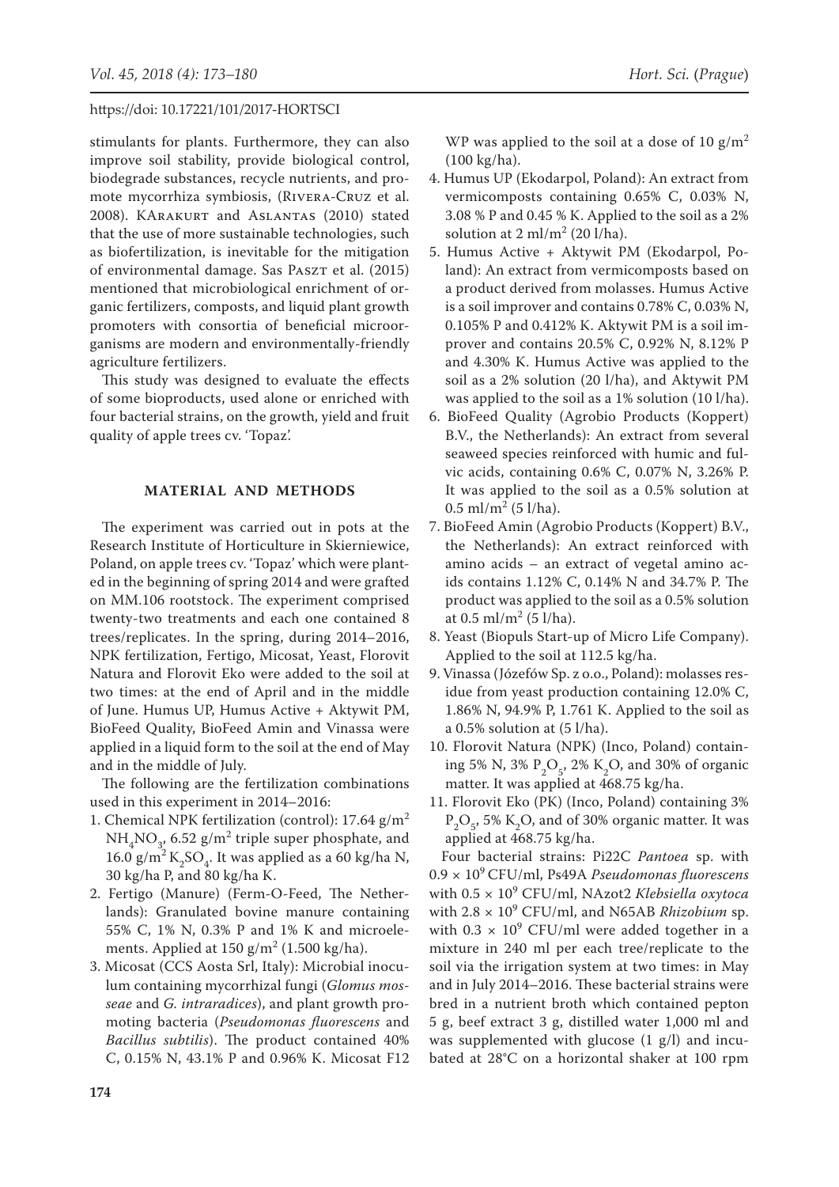stimulants for plants. Furthermore, they can also improve soil stability, provide biological control, biodegrade substances, recycle nutrients, and promote mycorrhiza symbiosis, (Rivera-Cruz et al. 2008). Karakurt and Aslantas (2010) stated that the use of more sustainable technologies, such as biofertilization, is inevitable for the mitigation of environmental damage. Sas Paszt et al. (2015) mentioned that microbiological enrichment of organic fertilizers, composts, and liquid plant growth promoters with consortia of beneficial microorganisms are modern and environmentally-friendly agriculture fertilizers.

This study was designed to evaluate the effects of some bioproducts, used alone or enriched with four bacterial strains, on the growth, yield and fruit quality of apple trees cv. 'Topaz'.

## MATERIAL AND METHODS

The experiment was carried out in pots at the Research Institute of Horticulture in Skierniewice, Poland, on apple trees cv. 'Topaz' which were planted in the beginning of spring 2014 and were grafted on MM.106 rootstock. The experiment comprised twenty-two treatments and each one contained 8 trees/replicates. In the spring, during 2014–2016, NPK fertilization, Fertigo, Micosat, Yeast, Florovit Natura and Florovit Eko were added to the soil at two times: at the end of April and in the middle of June. Humus UP, Humus Active + Aktywit PM, BioFeed Quality, BioFeed Amin and Vinassa were applied in a liquid form to the soil at the end of May and in the middle of July.

The following are the fertilization combinations used in this experiment in 2014–2016:

1. Chemical NPK fertilization (control): 17.64 $g/m^2$ $NH_4NO_3$, 6.52 $g/m^2$ triple super phosphate, and 16.0 $g/m^2$ $K_2SO_4$. It was applied as a 60 kg/ha N, 30 kg/ha P, and 80 kg/ha K.
2. Fertigo (Manure) (Ferm-O-Feed, The Netherlands): Granulated bovine manure containing 55% C, 1% N, 0.3% P and 1% K and microelements. Applied at 150 $g/m^2$ (1.500 kg/ha).
3. Micosat (CCS Aosta Srl, Italy): Microbial inoculum containing mycorrhizal fungi (*Glomus mosseae* and *G. intraradices*), and plant growth promoting bacteria (*Pseudomonas fluorescens* and *Bacillus subtilis*). The product contained 40% C, 0.15% N, 43.1% P and 0.96% K. Micosat F12 WP was applied to the soil at a dose of 10 $g/m^2$ (100 kg/ha).
4. Humus UP (Ekodarpol, Poland): An extract from vermicomposts containing 0.65% C, 0.03% N, 3.08 % P and 0.45 % K. Applied to the soil as a 2% solution at 2 $ml/m^2$ (20 l/ha).
5. Humus Active + Aktywit PM (Ekodarpol, Poland): An extract from vermicomposts based on a product derived from molasses. Humus Active is a soil improver and contains 0.78% C, 0.03% N, 0.105% P and 0.412% K. Aktywit PM is a soil improver and contains 20.5% C, 0.92% N, 8.12% P and 4.30% K. Humus Active was applied to the soil as a 2% solution (20 l/ha), and Aktywit PM was applied to the soil as a 1% solution (10 l/ha).
6. BioFeed Quality (Agrobio Products (Koppert) B.V., the Netherlands): An extract from several seaweed species reinforced with humic and fulvic acids, containing 0.6% C, 0.07% N, 3.26% P. It was applied to the soil as a 0.5% solution at 0.5 $ml/m^2$ (5 l/ha).
7. BioFeed Amin (Agrobio Products (Koppert) B.V., the Netherlands): An extract reinforced with amino acids – an extract of vegetal amino acids contains 1.12% C, 0.14% N and 34.7% P. The product was applied to the soil as a 0.5% solution at 0.5 $ml/m^2$ (5 l/ha).
8. Yeast (Biopuls Start-up of Micro Life Company). Applied to the soil at 112.5 kg/ha.
9. Vinassa (Józefów Sp. z o.o., Poland): molasses residue from yeast production containing 12.0% C, 1.86% N, 94.9% P, 1.761 K. Applied to the soil as a 0.5% solution at (5 l/ha).
10. Florovit Natura (NPK) (Inco, Poland) containing 5% N, 3% $P_2O_5$, 2% $K_2O$, and 30% of organic matter. It was applied at 468.75 kg/ha.
11. Florovit Eko (PK) (Inco, Poland) containing 3% $P_2O_5$, 5% $K_2O$, and of 30% organic matter. It was applied at 468.75 kg/ha.

Four bacterial strains: Pi22C *Pantoea* sp. with $0.9 \times 10^9$ CFU/ml, Ps49A *Pseudomonas fluorescens* with $0.5 \times 10^9$ CFU/ml, NAzot2 *Klebsiella oxytoca* with $2.8 \times 10^9$ CFU/ml, and N65AB *Rhizobium* sp. with $0.3 \times 10^9$ CFU/ml were added together in a mixture in 240 ml per each tree/replicate to the soil via the irrigation system at two times: in May and in July 2014–2016. These bacterial strains were bred in a nutrient broth which contained pepton 5 g, beef extract 3 g, distilled water 1,000 ml and was supplemented with glucose (1 g/l) and incubated at 28°C on a horizontal shaker at 100 rpm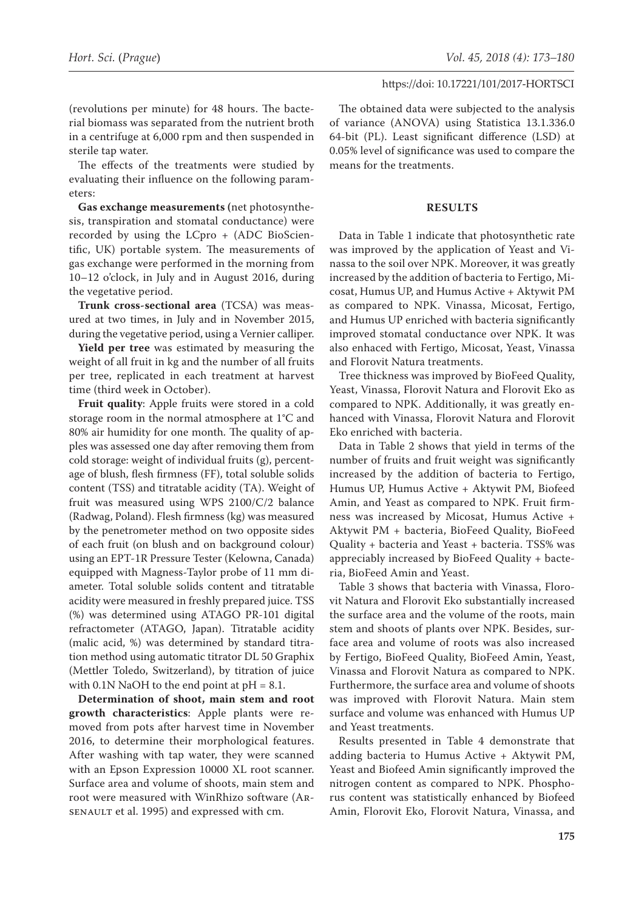(revolutions per minute) for 48 hours. The bacterial biomass was separated from the nutrient broth in a centrifuge at 6,000 rpm and then suspended in sterile tap water.

The effects of the treatments were studied by evaluating their influence on the following parameters:

**Gas exchange measurements (**net photosynthesis, transpiration and stomatal conductance) were recorded by using the LCpro + (ADC BioScientific, UK) portable system. The measurements of gas exchange were performed in the morning from 10–12 o'clock, in July and in August 2016, during the vegetative period.

**Trunk cross-sectional area** (TCSA) was measured at two times, in July and in November 2015, during the vegetative period, using a Vernier calliper.

**Yield per tree** was estimated by measuring the weight of all fruit in kg and the number of all fruits per tree, replicated in each treatment at harvest time (third week in October).

**Fruit quality**: Apple fruits were stored in a cold storage room in the normal atmosphere at 1°C and 80% air humidity for one month. The quality of apples was assessed one day after removing them from cold storage: weight of individual fruits (g), percentage of blush, flesh firmness (FF), total soluble solids content (TSS) and titratable acidity (TA). Weight of fruit was measured using WPS 2100/C/2 balance (Radwag, Poland). Flesh firmness (kg) was measured by the penetrometer method on two opposite sides of each fruit (on blush and on background colour) using an EPT-1R Pressure Tester (Kelowna, Canada) equipped with Magness-Taylor probe of 11 mm diameter. Total soluble solids content and titratable acidity were measured in freshly prepared juice. TSS (%) was determined using ATAGO PR-101 digital refractometer (ATAGO, Japan). Titratable acidity (malic acid, %) was determined by standard titration method using automatic titrator DL 50 Graphix (Mettler Toledo, Switzerland), by titration of juice with 0.1N NaOH to the end point at pH = 8.1.

**Determination of shoot, main stem and root growth characteristics**: Apple plants were removed from pots after harvest time in November 2016, to determine their morphological features. After washing with tap water, they were scanned with an Epson Expression 10000 XL root scanner. Surface area and volume of shoots, main stem and root were measured with WinRhizo software (Arsenault et al. 1995) and expressed with cm.

The obtained data were subjected to the analysis of variance (ANOVA) using Statistica 13.1.336.0 64-bit (PL). Least significant difference (LSD) at 0.05% level of significance was used to compare the means for the treatments.

## RESULTS

Data in Table 1 indicate that photosynthetic rate was improved by the application of Yeast and Vinassa to the soil over NPK. Moreover, it was greatly increased by the addition of bacteria to Fertigo, Micosat, Humus UP, and Humus Active + Aktywit PM as compared to NPK. Vinassa, Micosat, Fertigo, and Humus UP enriched with bacteria significantly improved stomatal conductance over NPK. It was also enhaced with Fertigo, Micosat, Yeast, Vinassa and Florovit Natura treatments.

Tree thickness was improved by BioFeed Quality, Yeast, Vinassa, Florovit Natura and Florovit Eko as compared to NPK. Additionally, it was greatly enhanced with Vinassa, Florovit Natura and Florovit Eko enriched with bacteria.

Data in Table 2 shows that yield in terms of the number of fruits and fruit weight was significantly increased by the addition of bacteria to Fertigo, Humus UP, Humus Active + Aktywit PM, Biofeed Amin, and Yeast as compared to NPK. Fruit firmness was increased by Micosat, Humus Active + Aktywit PM + bacteria, BioFeed Quality, BioFeed Quality + bacteria and Yeast + bacteria. TSS% was appreciably increased by BioFeed Quality + bacteria, BioFeed Amin and Yeast.

Table 3 shows that bacteria with Vinassa, Florovit Natura and Florovit Eko substantially increased the surface area and the volume of the roots, main stem and shoots of plants over NPK. Besides, surface area and volume of roots was also increased by Fertigo, BioFeed Quality, BioFeed Amin, Yeast, Vinassa and Florovit Natura as compared to NPK. Furthermore, the surface area and volume of shoots was improved with Florovit Natura. Main stem surface and volume was enhanced with Humus UP and Yeast treatments.

Results presented in Table 4 demonstrate that adding bacteria to Humus Active + Aktywit PM, Yeast and Biofeed Amin significantly improved the nitrogen content as compared to NPK. Phosphorus content was statistically enhanced by Biofeed Amin, Florovit Eko, Florovit Natura, Vinassa, and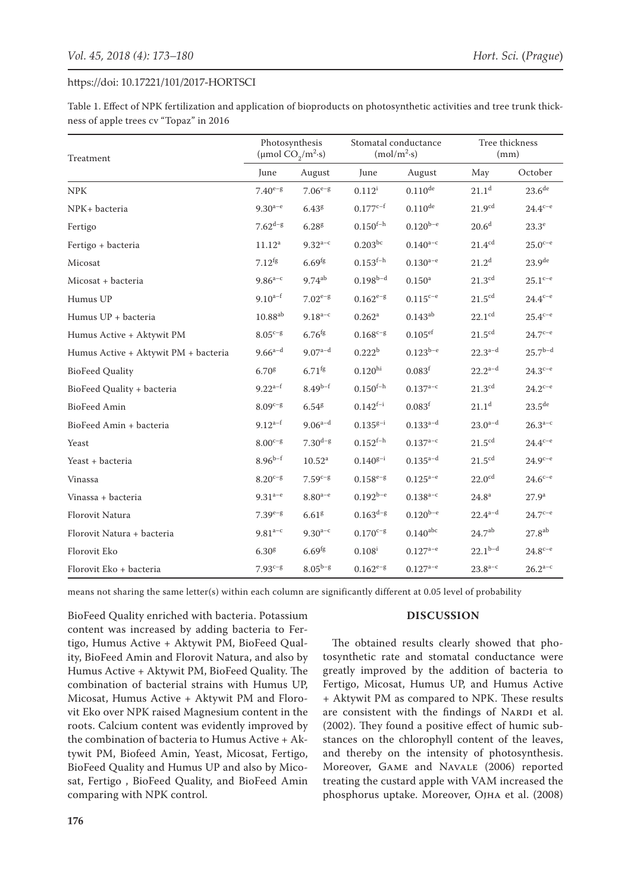Table 1. Effect of NPK fertilization and application of bioproducts on photosynthetic activities and tree trunk thickness of apple trees cv "Topaz" in 2016

| Treatment | Photosynthesis ($\mu$mol $CO_2$/$m^2$·s) | | Stomatal conductance (mol/$m^2$·s) | | Tree thickness (mm) | |
|---|---|---|---|---|---|---|
| | June | August | June | August | May | October |
| NPK | $7.40^{e-g}$ | $7.06^{e-g}$ | $0.112^{i}$ | $0.110^{de}$ | $21.1^{d}$ | $23.6^{de}$ |
| NPK+ bacteria | $9.30^{a-e}$ | $6.43^{g}$ | $0.177^{c-f}$ | $0.110^{de}$ | $21.9^{cd}$ | $24.4^{c-e}$ |
| Fertigo | $7.62^{d-g}$ | $6.28^{g}$ | $0.150^{f-h}$ | $0.120^{b-e}$ | $20.6^{d}$ | $23.3^{e}$ |
| Fertigo + bacteria | $11.12^{a}$ | $9.32^{a-c}$ | $0.203^{bc}$ | $0.140^{a-c}$ | $21.4^{cd}$ | $25.0^{c-e}$ |
| Micosat | $7.12^{fg}$ | $6.69^{fg}$ | $0.153^{f-h}$ | $0.130^{a-e}$ | $21.2^{d}$ | $23.9^{de}$ |
| Micosat + bacteria | $9.86^{a-c}$ | $9.74^{ab}$ | $0.198^{b-d}$ | $0.150^{a}$ | $21.3^{cd}$ | $25.1^{c-e}$ |
| Humus UP | $9.10^{a-f}$ | $7.02^{e-g}$ | $0.162^{e-g}$ | $0.115^{c-e}$ | $21.5^{cd}$ | $24.4^{c-e}$ |
| Humus UP + bacteria | $10.88^{ab}$ | $9.18^{a-c}$ | $0.262^{a}$ | $0.143^{ab}$ | $22.1^{cd}$ | $25.4^{c-e}$ |
| Humus Active + Aktywit PM | $8.05^{c-g}$ | $6.76^{fg}$ | $0.168^{c-g}$ | $0.105^{ef}$ | $21.5^{cd}$ | $24.7^{c-e}$ |
| Humus Active + Aktywit PM + bacteria | $9.66^{a-d}$ | $9.07^{a-d}$ | $0.222^{b}$ | $0.123^{b-e}$ | $22.3^{a-d}$ | $25.7^{b-d}$ |
| BioFeed Quality | $6.70^{g}$ | $6.71^{fg}$ | $0.120^{hi}$ | $0.083^{f}$ | $22.2^{a-d}$ | $24.3^{c-e}$ |
| BioFeed Quality + bacteria | $9.22^{a-f}$ | $8.49^{b-f}$ | $0.150^{f-h}$ | $0.137^{a-c}$ | $21.3^{cd}$ | $24.2^{c-e}$ |
| BioFeed Amin | $8.09^{c-g}$ | $6.54^{g}$ | $0.142^{f-i}$ | $0.083^{f}$ | $21.1^{d}$ | $23.5^{de}$ |
| BioFeed Amin + bacteria | $9.12^{a-f}$ | $9.06^{a-d}$ | $0.135^{g-i}$ | $0.133^{a-d}$ | $23.0^{a-d}$ | $26.3^{a-c}$ |
| Yeast | $8.00^{c-g}$ | $7.30^{d-g}$ | $0.152^{f-h}$ | $0.137^{a-c}$ | $21.5^{cd}$ | $24.4^{c-e}$ |
| Yeast + bacteria | $8.96^{b-f}$ | $10.52^{a}$ | $0.140^{g-i}$ | $0.135^{a-d}$ | $21.5^{cd}$ | $24.9^{c-e}$ |
| Vinassa | $8.20^{c-g}$ | $7.59^{c-g}$ | $0.158^{e-g}$ | $0.125^{a-e}$ | $22.0^{cd}$ | $24.6^{c-e}$ |
| Vinassa + bacteria | $9.31^{a-e}$ | $8.80^{a-e}$ | $0.192^{b-e}$ | $0.138^{a-c}$ | $24.8^{a}$ | $27.9^{a}$ |
| Florovit Natura | $7.39^{e-g}$ | $6.61^{g}$ | $0.163^{d-g}$ | $0.120^{b-e}$ | $22.4^{a-d}$ | $24.7^{c-e}$ |
| Florovit Natura + bacteria | $9.81^{a-c}$ | $9.30^{a-c}$ | $0.170^{c-g}$ | $0.140^{abc}$ | $24.7^{ab}$ | $27.8^{ab}$ |
| Florovit Eko | $6.30^{g}$ | $6.69^{fg}$ | $0.108^{i}$ | $0.127^{a-e}$ | $22.1^{b-d}$ | $24.8^{c-e}$ |
| Florovit Eko + bacteria | $7.93^{c-g}$ | $8.05^{b-g}$ | $0.162^{e-g}$ | $0.127^{a-e}$ | $23.8^{a-c}$ | $26.2^{a-c}$ |

means not sharing the same letter(s) within each column are significantly different at 0.05 level of probability

BioFeed Quality enriched with bacteria. Potassium content was increased by adding bacteria to Fertigo, Humus Active + Aktywit PM, BioFeed Quality, BioFeed Amin and Florovit Natura, and also by Humus Active + Aktywit PM, BioFeed Quality. The combination of bacterial strains with Humus UP, Micosat, Humus Active + Aktywit PM and Florovit Eko over NPK raised Magnesium content in the roots. Calcium content was evidently improved by the combination of bacteria to Humus Active + Aktywit PM, Biofeed Amin, Yeast, Micosat, Fertigo, BioFeed Quality and Humus UP and also by Micosat, Fertigo , BioFeed Quality, and BioFeed Amin comparing with NPK control.

## DISCUSSION

The obtained results clearly showed that photosynthetic rate and stomatal conductance were greatly improved by the addition of bacteria to Fertigo, Micosat, Humus UP, and Humus Active + Aktywit PM as compared to NPK. These results are consistent with the findings of Nardi et al. (2002). They found a positive effect of humic substances on the chlorophyll content of the leaves, and thereby on the intensity of photosynthesis. Moreover, Game and Navale (2006) reported treating the custard apple with VAM increased the phosphorus uptake. Moreover, Ojha et al. (2008)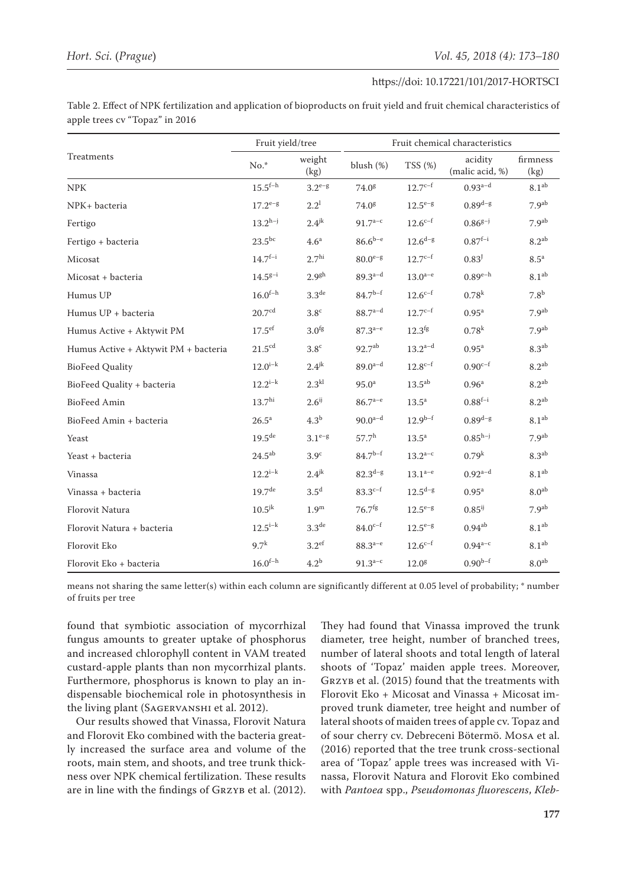Table 2. Effect of NPK fertilization and application of bioproducts on fruit yield and fruit chemical characteristics of apple trees cv "Topaz" in 2016

| Treatments | Fruit yield/tree | | Fruit chemical characteristics | | | |
|---|---|---|---|---|---|---|
| | No.* | weight (kg) | blush (%) | TSS (%) | acidity (malic acid, %) | firmness (kg) |
| NPK | 15.5[f–h] | 3.2[e–g] | 74.0[g] | 12.7[c–f] | 0.93[a–d] | 8.1[ab] |
| NPK+ bacteria | 17.2[e–g] | 2.2[l] | 74.0[g] | 12.5[e–g] | 0.89[d–g] | 7.9[ab] |
| Fertigo | 13.2[h–j] | 2.4[jk] | 91.7[a–c] | 12.6[c–f] | 0.86[g–j] | 7.9[ab] |
| Fertigo + bacteria | 23.5[bc] | 4.6[a] | 86.6[b–e] | 12.6[d–g] | 0.87[f–i] | 8.2[ab] |
| Micosat | 14.7[f–i] | 2.7[hi] | 80.0[e–g] | 12.7[c–f] | 0.83[j] | 8.5[a] |
| Micosat + bacteria | 14.5[g–i] | 2.9[gh] | 89.3[a–d] | 13.0[a–e] | 0.89[e–h] | 8.1[ab] |
| Humus UP | 16.0[f–h] | 3.3[de] | 84.7[b–f] | 12.6[c–f] | 0.78[k] | 7.8[b] |
| Humus UP + bacteria | 20.7[cd] | 3.8[c] | 88.7[a–d] | 12.7[c–f] | 0.95[a] | 7.9[ab] |
| Humus Active + Aktywit PM | 17.5[ef] | 3.0[fg] | 87.3[a–e] | 12.3[fg] | 0.78[k] | 7.9[ab] |
| Humus Active + Aktywit PM + bacteria | 21.5[cd] | 3.8[c] | 92.7[ab] | 13.2[a–d] | 0.95[a] | 8.3[ab] |
| BioFeed Quality | 12.0[i–k] | 2.4[jk] | 89.0[a–d] | 12.8[c–f] | 0.90[c–f] | 8.2[ab] |
| BioFeed Quality + bacteria | 12.2[i–k] | 2.3[kl] | 95.0[a] | 13.5[ab] | 0.96[a] | 8.2[ab] |
| BioFeed Amin | 13.7[hi] | 2.6[ij] | 86.7[a–e] | 13.5[a] | 0.88[f–i] | 8.2[ab] |
| BioFeed Amin + bacteria | 26.5[a] | 4.3[b] | 90.0[a–d] | 12.9[b–f] | 0.89[d–g] | 8.1[ab] |
| Yeast | 19.5[de] | 3.1[e–g] | 57.7[h] | 13.5[a] | 0.85[h–j] | 7.9[ab] |
| Yeast + bacteria | 24.5[ab] | 3.9[c] | 84.7[b–f] | 13.2[a–c] | 0.79[k] | 8.3[ab] |
| Vinassa | 12.2[i–k] | 2.4[jk] | 82.3[d–g] | 13.1[a–e] | 0.92[a–d] | 8.1[ab] |
| Vinassa + bacteria | 19.7[de] | 3.5[d] | 83.3[c–f] | 12.5[d–g] | 0.95[a] | 8.0[ab] |
| Florovit Natura | 10.5[jk] | 1.9[m] | 76.7[fg] | 12.5[e–g] | 0.85[ij] | 7.9[ab] |
| Florovit Natura + bacteria | 12.5[i–k] | 3.3[de] | 84.0[c–f] | 12.5[e–g] | 0.94[ab] | 8.1[ab] |
| Florovit Eko | 9.7[k] | 3.2[ef] | 88.3[a–e] | 12.6[c–f] | 0.94[a–c] | 8.1[ab] |
| Florovit Eko + bacteria | 16.0[f–h] | 4.2[b] | 91.3[a–c] | 12.0[g] | 0.90[b–f] | 8.0[ab] |

means not sharing the same letter(s) within each column are significantly different at 0.05 level of probability; * number of fruits per tree

found that symbiotic association of mycorrhizal fungus amounts to greater uptake of phosphorus and increased chlorophyll content in VAM treated custard-apple plants than non mycorrhizal plants. Furthermore, phosphorus is known to play an indispensable biochemical role in photosynthesis in the living plant (Sagervanshi et al. 2012).

Our results showed that Vinassa, Florovit Natura and Florovit Eko combined with the bacteria greatly increased the surface area and volume of the roots, main stem, and shoots, and tree trunk thickness over NPK chemical fertilization. These results are in line with the findings of Grzyb et al. (2012). They had found that Vinassa improved the trunk diameter, tree height, number of branched trees, number of lateral shoots and total length of lateral shoots of 'Topaz' maiden apple trees. Moreover, Grzyb et al. (2015) found that the treatments with Florovit Eko + Micosat and Vinassa + Micosat improved trunk diameter, tree height and number of lateral shoots of maiden trees of apple cv. Topaz and of sour cherry cv. Debreceni Bötermö. Mosa et al. (2016) reported that the tree trunk cross-sectional area of 'Topaz' apple trees was increased with Vinassa, Florovit Natura and Florovit Eko combined with *Pantoea* spp., *Pseudomonas fluorescens*, *Kleb-*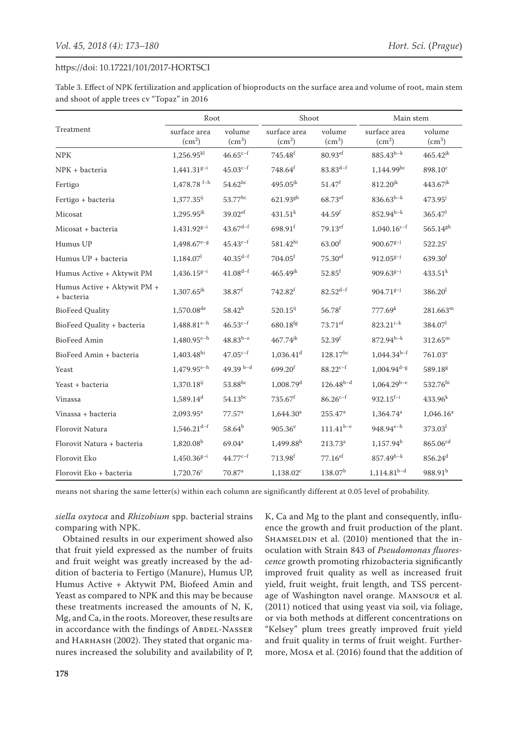Table 3. Effect of NPK fertilization and application of bioproducts on the surface area and volume of root, main stem and shoot of apple trees cv "Topaz" in 2016

| Treatment | Root | | Shoot | | Main stem | |
|---|---|---|---|---|---|---|
| | surface area ($cm^2$) | volume ($cm^3$) | surface area ($cm^2$) | volume ($cm^3$) | surface area ($cm^2$) | volume ($cm^3$) |
| NPK | $1,256.95^{kl}$ | $46.65^{c–f}$ | $745.48^{f}$ | $80.93^{ef}$ | $885.43^{h–k}$ | $465.42^{jk}$ |
| NPK + bacteria | $1,441.31^{g–i}$ | $45.03^{c–f}$ | $748.64^{f}$ | $83.83^{d–f}$ | $1,144.99^{bc}$ | $898.10^{c}$ |
| Fertigo | $1,478.78^{f–h}$ | $54.62^{bc}$ | $495.05^{jk}$ | $51.47^{f}$ | $812.20^{jk}$ | $443.67^{jk}$ |
| Fertigo + bacteria | $1,377.35^{ij}$ | $53.77^{bc}$ | $621.93^{gh}$ | $68.73^{ef}$ | $836.63^{h–k}$ | $473.95^{j}$ |
| Micosat | $1,295.95^{jk}$ | $39.02^{ef}$ | $431.51^{k}$ | $44.59^{f}$ | $852.94^{h–k}$ | $365.47^{l}$ |
| Micosat + bacteria | $1,431.92^{g–i}$ | $43.67^{d–f}$ | $698.91^{f}$ | $79.13^{ef}$ | $1,040.16^{c–f}$ | $565.14^{gh}$ |
| Humus UP | $1,498.67^{e–g}$ | $45.43^{c–f}$ | $581.42^{hi}$ | $63.00^{f}$ | $900.67^{g–j}$ | $522.25^{i}$ |
| Humus UP + bacteria | $1,184.07^{l}$ | $40.35^{d–f}$ | $704.05^{f}$ | $75.30^{ef}$ | $912.05^{g–j}$ | $639.30^{f}$ |
| Humus Active + Aktywit PM | $1,436.15^{g–i}$ | $41.08^{d–f}$ | $465.49^{jk}$ | $52.85^{f}$ | $909.63^{g–j}$ | $433.51^{k}$ |
| Humus Active + Aktywit PM + + bacteria | $1,307.65^{jk}$ | $38.87^{f}$ | $742.82^{f}$ | $82.52^{d–f}$ | $904.71^{g–j}$ | $386.20^{l}$ |
| BioFeed Quality | $1,570.08^{de}$ | $58.42^{b}$ | $520.15^{ij}$ | $56.78^{f}$ | $777.69^{k}$ | $281.663^{m}$ |
| BioFeed Quality + bacteria | $1,488.81^{e–h}$ | $46.53^{c–f}$ | $680.18^{fg}$ | $73.71^{ef}$ | $823.21^{i–k}$ | $384.07^{l}$ |
| BioFeed Amin | $1,480.95^{e–h}$ | $48.83^{b–e}$ | $467.74^{jk}$ | $52.39^{f}$ | $872.94^{h–k}$ | $312.65^{m}$ |
| BioFeed Amin + bacteria | $1,403.48^{hi}$ | $47.05^{c–f}$ | $1,036.41^{d}$ | $128.17^{bc}$ | $1,044.34^{b–f}$ | $761.03^{e}$ |
| Yeast | $1,479.95^{e–h}$ | $49.39^{b–d}$ | $699.20^{f}$ | $88.22^{c–f}$ | $1,004.94^{d–g}$ | $589.18^{g}$ |
| Yeast + bacteria | $1,370.18^{ij}$ | $53.88^{bc}$ | $1,008.79^{d}$ | $126.48^{b–d}$ | $1,064.29^{b–e}$ | $532.76^{hi}$ |
| Vinassa | $1,589.14^{d}$ | $54.13^{bc}$ | $735.67^{f}$ | $86.26^{c–f}$ | $932.15^{f–i}$ | $433.96^{k}$ |
| Vinassa + bacteria | $2,093.95^{a}$ | $77.57^{a}$ | $1,644.30^{a}$ | $255.47^{a}$ | $1,364.74^{a}$ | $1,046.16^{a}$ |
| Florovit Natura | $1,546.21^{d–f}$ | $58.64^{b}$ | $905.36^{e}$ | $111.41^{b–e}$ | $948.94^{e–h}$ | $373.03^{l}$ |
| Florovit Natura + bacteria | $1,820.08^{b}$ | $69.04^{a}$ | $1,499.88^{b}$ | $213.73^{a}$ | $1,157.94^{b}$ | $865.06^{cd}$ |
| Florovit Eko | $1,450.36^{g–i}$ | $44.77^{c–f}$ | $713.98^{f}$ | $77.16^{ef}$ | $857.49^{h–k}$ | $856.24^{d}$ |
| Florovit Eko + bacteria | $1,720.76^{c}$ | $70.87^{a}$ | $1,138.02^{c}$ | $138.07^{b}$ | $1,114.81^{b–d}$ | $988.91^{b}$ |

means not sharing the same letter(s) within each column are significantly different at 0.05 level of probability.

*siella oxytoca* and *Rhizobium* spp. bacterial strains comparing with NPK.

Obtained results in our experiment showed also that fruit yield expressed as the number of fruits and fruit weight was greatly increased by the addition of bacteria to Fertigo (Manure), Humus UP, Humus Active + Aktywit PM, Biofeed Amin and Yeast as compared to NPK and this may be because these treatments increased the amounts of N, K, Mg, and Ca, in the roots. Moreover, these results are in accordance with the findings of Abdel-Nasser and Harhash (2002). They stated that organic manures increased the solubility and availability of P, K, Ca and Mg to the plant and consequently, influence the growth and fruit production of the plant. Shamseldin et al. (2010) mentioned that the inoculation with Strain 843 of *Pseudomonas fluorescence* growth promoting rhizobacteria significantly improved fruit quality as well as increased fruit yield, fruit weight, fruit length, and TSS percentage of Washington navel orange. Mansour et al. (2011) noticed that using yeast via soil, via foliage, or via both methods at different concentrations on "Kelsey" plum trees greatly improved fruit yield and fruit quality in terms of fruit weight. Furthermore, Mosa et al. (2016) found that the addition of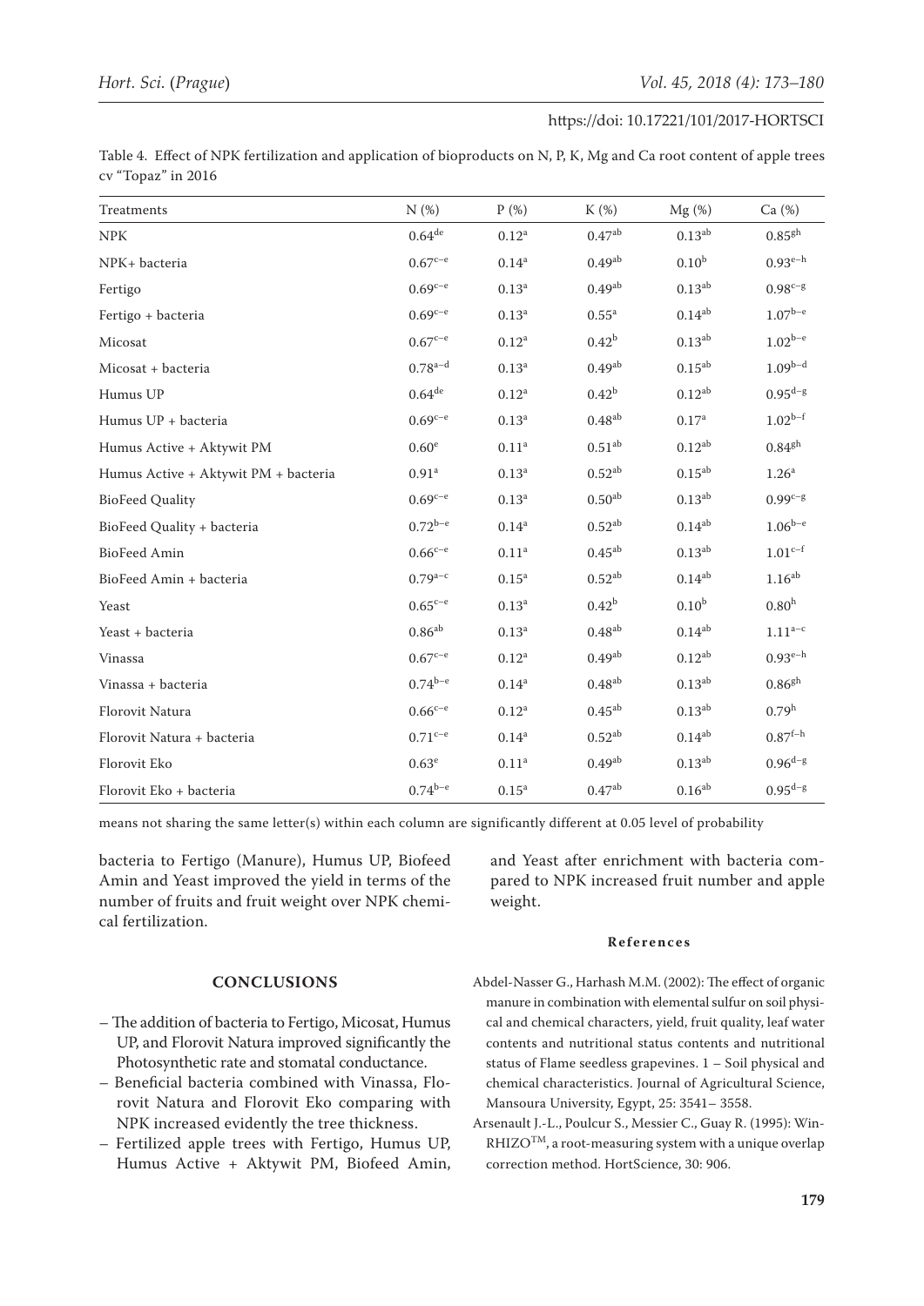Table 4. Effect of NPK fertilization and application of bioproducts on N, P, K, Mg and Ca root content of apple trees cv "Topaz" in 2016

| Treatments | N (%) | P (%) | K (%) | Mg (%) | Ca (%) |
|---|---|---|---|---|---|
| NPK | $0.64^{de}$ | $0.12^{a}$ | $0.47^{ab}$ | $0.13^{ab}$ | $0.85^{gh}$ |
| NPK+ bacteria | $0.67^{c-e}$ | $0.14^{a}$ | $0.49^{ab}$ | $0.10^{b}$ | $0.93^{e-h}$ |
| Fertigo | $0.69^{c-e}$ | $0.13^{a}$ | $0.49^{ab}$ | $0.13^{ab}$ | $0.98^{c-g}$ |
| Fertigo + bacteria | $0.69^{c-e}$ | $0.13^{a}$ | $0.55^{a}$ | $0.14^{ab}$ | $1.07^{b-e}$ |
| Micosat | $0.67^{c-e}$ | $0.12^{a}$ | $0.42^{b}$ | $0.13^{ab}$ | $1.02^{b-e}$ |
| Micosat + bacteria | $0.78^{a-d}$ | $0.13^{a}$ | $0.49^{ab}$ | $0.15^{ab}$ | $1.09^{b-d}$ |
| Humus UP | $0.64^{de}$ | $0.12^{a}$ | $0.42^{b}$ | $0.12^{ab}$ | $0.95^{d-g}$ |
| Humus UP + bacteria | $0.69^{c-e}$ | $0.13^{a}$ | $0.48^{ab}$ | $0.17^{a}$ | $1.02^{b-f}$ |
| Humus Active + Aktywit PM | $0.60^{e}$ | $0.11^{a}$ | $0.51^{ab}$ | $0.12^{ab}$ | $0.84^{gh}$ |
| Humus Active + Aktywit PM + bacteria | $0.91^{a}$ | $0.13^{a}$ | $0.52^{ab}$ | $0.15^{ab}$ | $1.26^{a}$ |
| BioFeed Quality | $0.69^{c-e}$ | $0.13^{a}$ | $0.50^{ab}$ | $0.13^{ab}$ | $0.99^{c-g}$ |
| BioFeed Quality + bacteria | $0.72^{b-e}$ | $0.14^{a}$ | $0.52^{ab}$ | $0.14^{ab}$ | $1.06^{b-e}$ |
| BioFeed Amin | $0.66^{c-e}$ | $0.11^{a}$ | $0.45^{ab}$ | $0.13^{ab}$ | $1.01^{c-f}$ |
| BioFeed Amin + bacteria | $0.79^{a-c}$ | $0.15^{a}$ | $0.52^{ab}$ | $0.14^{ab}$ | $1.16^{ab}$ |
| Yeast | $0.65^{c-e}$ | $0.13^{a}$ | $0.42^{b}$ | $0.10^{b}$ | $0.80^{h}$ |
| Yeast + bacteria | $0.86^{ab}$ | $0.13^{a}$ | $0.48^{ab}$ | $0.14^{ab}$ | $1.11^{a-c}$ |
| Vinassa | $0.67^{c-e}$ | $0.12^{a}$ | $0.49^{ab}$ | $0.12^{ab}$ | $0.93^{e-h}$ |
| Vinassa + bacteria | $0.74^{b-e}$ | $0.14^{a}$ | $0.48^{ab}$ | $0.13^{ab}$ | $0.86^{gh}$ |
| Florovit Natura | $0.66^{c-e}$ | $0.12^{a}$ | $0.45^{ab}$ | $0.13^{ab}$ | $0.79^{h}$ |
| Florovit Natura + bacteria | $0.71^{c-e}$ | $0.14^{a}$ | $0.52^{ab}$ | $0.14^{ab}$ | $0.87^{f-h}$ |
| Florovit Eko | $0.63^{e}$ | $0.11^{a}$ | $0.49^{ab}$ | $0.13^{ab}$ | $0.96^{d-g}$ |
| Florovit Eko + bacteria | $0.74^{b-e}$ | $0.15^{a}$ | $0.47^{ab}$ | $0.16^{ab}$ | $0.95^{d-g}$ |

means not sharing the same letter(s) within each column are significantly different at 0.05 level of probability

bacteria to Fertigo (Manure), Humus UP, Biofeed Amin and Yeast improved the yield in terms of the number of fruits and fruit weight over NPK chemical fertilization.

## CONCLUSIONS

- The addition of bacteria to Fertigo, Micosat, Humus UP, and Florovit Natura improved significantly the Photosynthetic rate and stomatal conductance.
- Beneficial bacteria combined with Vinassa, Florovit Natura and Florovit Eko comparing with NPK increased evidently the tree thickness.
- Fertilized apple trees with Fertigo, Humus UP, Humus Active + Aktywit PM, Biofeed Amin, and Yeast after enrichment with bacteria compared to NPK increased fruit number and apple weight.

**References**

Abdel-Nasser G., Harhash M.M. (2002): The effect of organic manure in combination with elemental sulfur on soil physical and chemical characters, yield, fruit quality, leaf water contents and nutritional status contents and nutritional status of Flame seedless grapevines. 1 – Soil physical and chemical characteristics. Journal of Agricultural Science, Mansoura University, Egypt, 25: 3541– 3558.

Arsenault J.-L., Poulcur S., Messier C., Guay R. (1995): WinRHIZO™, a root-measuring system with a unique overlap correction method. HortScience, 30: 906.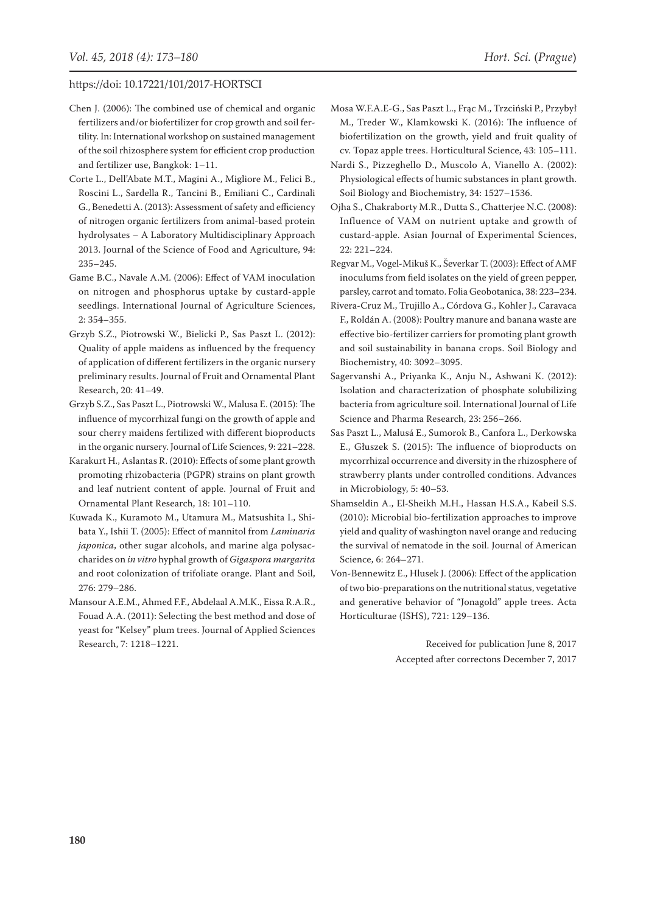Chen J. (2006): The combined use of chemical and organic fertilizers and/or biofertilizer for crop growth and soil fertility. In: International workshop on sustained management of the soil rhizosphere system for efficient crop production and fertilizer use, Bangkok: 1–11.

Corte L., Dell'Abate M.T., Magini A., Migliore M., Felici B., Roscini L., Sardella R., Tancini B., Emiliani C., Cardinali G., Benedetti A. (2013): Assessment of safety and efficiency of nitrogen organic fertilizers from animal-based protein hydrolysates – A Laboratory Multidisciplinary Approach 2013. Journal of the Science of Food and Agriculture, 94: 235–245.

Game B.C., Navale A.M. (2006): Effect of VAM inoculation on nitrogen and phosphorus uptake by custard-apple seedlings. International Journal of Agriculture Sciences, 2: 354–355.

Grzyb S.Z., Piotrowski W., Bielicki P., Sas Paszt L. (2012): Quality of apple maidens as influenced by the frequency of application of different fertilizers in the organic nursery preliminary results. Journal of Fruit and Ornamental Plant Research, 20: 41–49.

Grzyb S.Z., Sas Paszt L., Piotrowski W., Malusa E. (2015): The influence of mycorrhizal fungi on the growth of apple and sour cherry maidens fertilized with different bioproducts in the organic nursery. Journal of Life Sciences, 9: 221–228.

Karakurt H., Aslantas R. (2010): Effects of some plant growth promoting rhizobacteria (PGPR) strains on plant growth and leaf nutrient content of apple. Journal of Fruit and Ornamental Plant Research, 18: 101–110.

Kuwada K., Kuramoto M., Utamura M., Matsushita I., Shibata Y., Ishii T. (2005): Effect of mannitol from *Laminaria japonica*, other sugar alcohols, and marine alga polysaccharides on *in vitro* hyphal growth of *Gigaspora margarita* and root colonization of trifoliate orange. Plant and Soil, 276: 279–286.

Mansour A.E.M., Ahmed F.F., Abdelaal A.M.K., Eissa R.A.R., Fouad A.A. (2011): Selecting the best method and dose of yeast for "Kelsey" plum trees. Journal of Applied Sciences Research, 7: 1218–1221.

Mosa W.F.A.E-G., Sas Paszt L., Frąc M., Trzciński P., Przybył M., Treder W., Klamkowski K. (2016): The influence of biofertilization on the growth, yield and fruit quality of cv. Topaz apple trees. Horticultural Science, 43: 105–111.

Nardi S., Pizzeghello D., Muscolo A, Vianello A. (2002): Physiological effects of humic substances in plant growth. Soil Biology and Biochemistry, 34: 1527–1536.

Ojha S., Chakraborty M.R., Dutta S., Chatterjee N.C. (2008): Influence of VAM on nutrient uptake and growth of custard-apple. Asian Journal of Experimental Sciences, 22: 221–224.

Regvar M., Vogel-Mikuš K., Ševerkar T. (2003): Effect of AMF inoculums from field isolates on the yield of green pepper, parsley, carrot and tomato. Folia Geobotanica, 38: 223–234.

Rivera-Cruz M., Trujillo A., Córdova G., Kohler J., Caravaca F., Roldán A. (2008): Poultry manure and banana waste are effective bio-fertilizer carriers for promoting plant growth and soil sustainability in banana crops. Soil Biology and Biochemistry, 40: 3092–3095.

Sagervanshi A., Priyanka K., Anju N., Ashwani K. (2012): Isolation and characterization of phosphate solubilizing bacteria from agriculture soil. International Journal of Life Science and Pharma Research, 23: 256–266.

Sas Paszt L., Malusá E., Sumorok B., Canfora L., Derkowska E., Głuszek S. (2015): The influence of bioproducts on mycorrhizal occurrence and diversity in the rhizosphere of strawberry plants under controlled conditions. Advances in Microbiology, 5: 40–53.

Shamseldin A., El-Sheikh M.H., Hassan H.S.A., Kabeil S.S. (2010): Microbial bio-fertilization approaches to improve yield and quality of washington navel orange and reducing the survival of nematode in the soil. Journal of American Science, 6: 264–271.

Von-Bennewitz E., Hlusek J. (2006): Effect of the application of two bio-preparations on the nutritional status, vegetative and generative behavior of "Jonagold" apple trees. Acta Horticulturae (ISHS), 721: 129–136.

Received for publication June 8, 2017
Accepted after correctons December 7, 2017